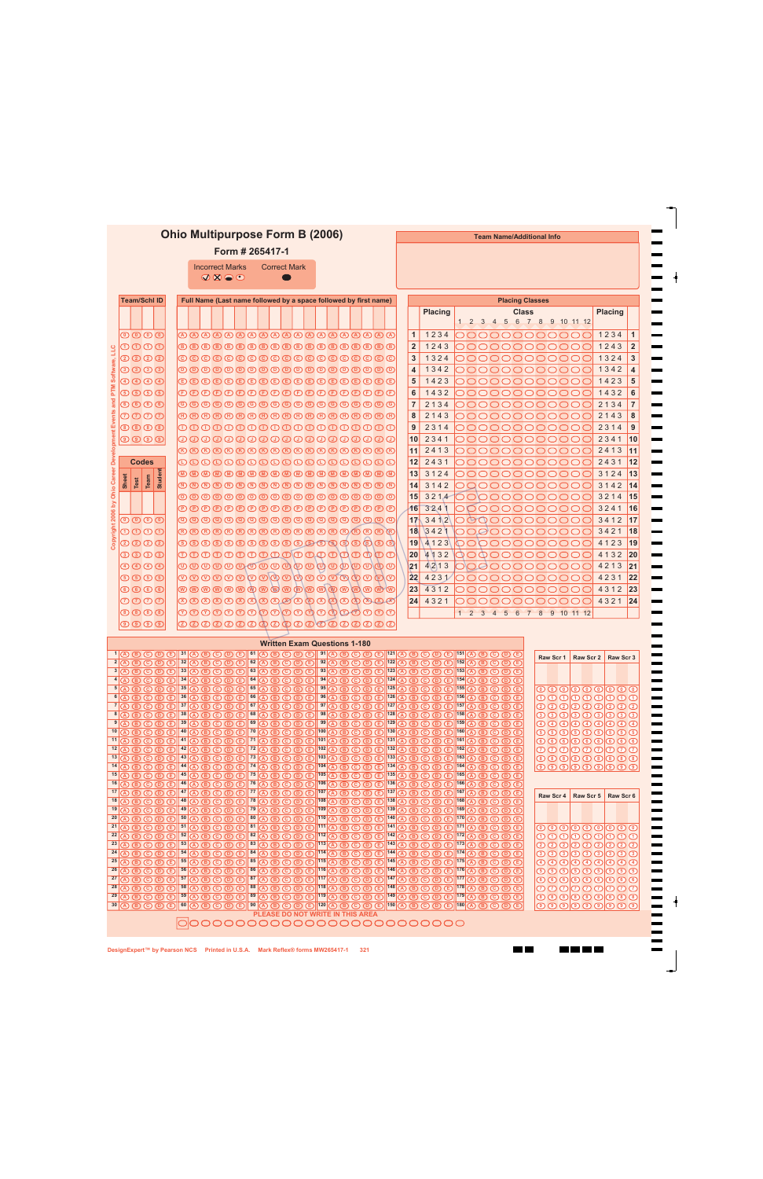# Ohio Multipurpose Form B (2006)

**Form # 265417-1**

| Incorrect Marks | Correct Mark |
|---|---|
| ✓ ✗ ⊖ ⊙ | ● |

**Team Name/Additional Info**

**Team/Schl ID**

**Full Name (Last name followed by a space followed by first name)**

**Codes**

| Sheet | Test | Team | Student |
|---|---|---|---|

**Placing Classes**

| | Placing | Class 1 2 3 4 5 6 7 8 9 10 11 12 | Placing | |
|---|---|---|---|---|
| 1 | 1 2 3 4 | | 1 2 3 4 | 1 |
| 2 | 1 2 4 3 | | 1 2 4 3 | 2 |
| 3 | 1 3 2 4 | | 1 3 2 4 | 3 |
| 4 | 1 3 4 2 | | 1 3 4 2 | 4 |
| 5 | 1 4 2 3 | | 1 4 2 3 | 5 |
| 6 | 1 4 3 2 | | 1 4 3 2 | 6 |
| 7 | 2 1 3 4 | | 2 1 3 4 | 7 |
| 8 | 2 1 4 3 | | 2 1 4 3 | 8 |
| 9 | 2 3 1 4 | | 2 3 1 4 | 9 |
| 10 | 2 3 4 1 | | 2 3 4 1 | 10 |
| 11 | 2 4 1 3 | | 2 4 1 3 | 11 |
| 12 | 2 4 3 1 | | 2 4 3 1 | 12 |
| 13 | 3 1 2 4 | | 3 1 2 4 | 13 |
| 14 | 3 1 4 2 | | 3 1 4 2 | 14 |
| 15 | 3 2 1 4 | | 3 2 1 4 | 15 |
| 16 | 3 2 4 1 | | 3 2 4 1 | 16 |
| 17 | 3 4 1 2 | | 3 4 1 2 | 17 |
| 18 | 3 4 2 1 | | 3 4 2 1 | 18 |
| 19 | 4 1 2 3 | | 4 1 2 3 | 19 |
| 20 | 4 1 3 2 | | 4 1 3 2 | 20 |
| 21 | 4 2 1 3 | | 4 2 1 3 | 21 |
| 22 | 4 2 3 1 | | 4 2 3 1 | 22 |
| 23 | 4 3 1 2 | | 4 3 1 2 | 23 |
| 24 | 4 3 2 1 | | 4 3 2 1 | 24 |

**Written Exam Questions 1-180**

Questions 1–180, each with options A B C D E.

| Raw Scr 1 | Raw Scr 2 | Raw Scr 3 |
|---|---|---|

| Raw Scr 4 | Raw Scr 5 | Raw Scr 6 |
|---|---|---|

PLEASE DO NOT WRITE IN THIS AREA

Copyright 2006 by Ohio Career Development Events and PTM Software, LLC

DesignExpert™ by Pearson NCS Printed in U.S.A. Mark Reflex® forms MW265417-1 321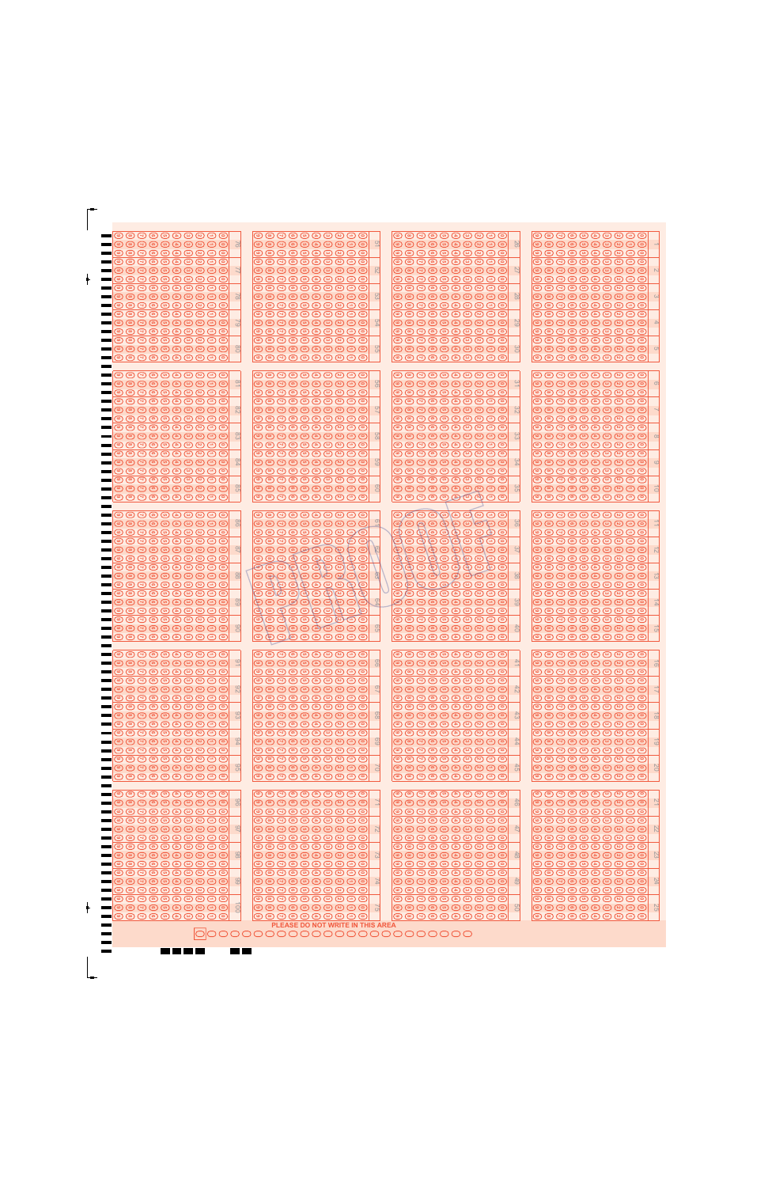1
2
3
4
5
6
7
8
9
10
11
12
13
14
15
16
17
18
19
20
21
22
23
24
25
26
27
28
29
30
31
32
33
34
35
36
37
38
39
40
41
42
43
44
45
46
47
48
49
50
51
52
53
54
55
56
57
58
59
60
61
62
63
64
65
66
67
68
69
70
71
72
73
74
75
76
77
78
79
80
81
82
83
84
85
86
87
88
89
90
91
92
93
94
95
96
97
98
99
100

PLEASE DO NOT WRITE IN THIS AREA